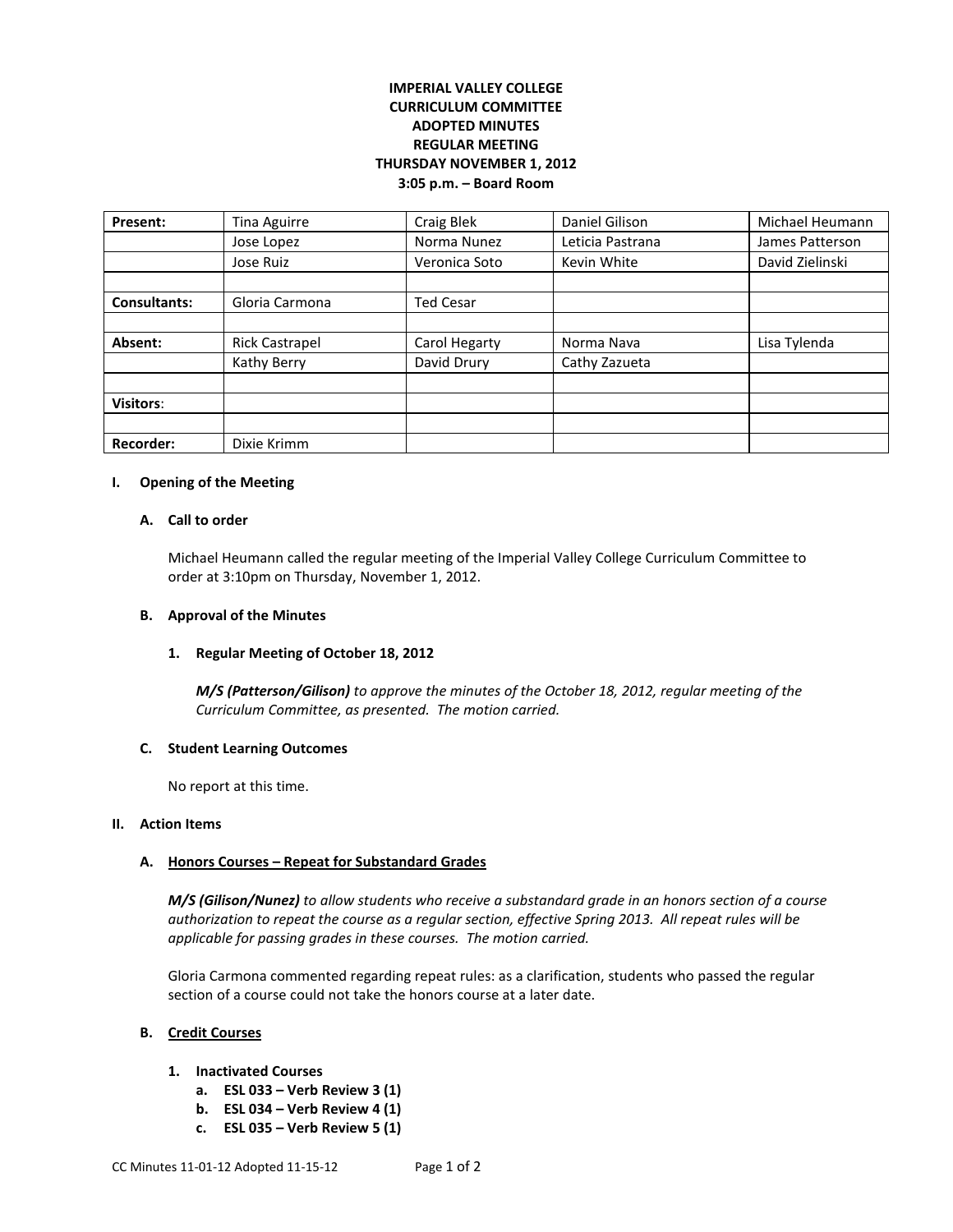**IMPERIAL VALLEY COLLEGE**
**CURRICULUM COMMITTEE**
**ADOPTED MINUTES**
**REGULAR MEETING**
**THURSDAY NOVEMBER 1, 2012**
**3:05 p.m. – Board Room**

| **Present:** | Tina Aguirre | Craig Blek | Daniel Gilison | Michael Heumann |
|---|---|---|---|---|
| | Jose Lopez | Norma Nunez | Leticia Pastrana | James Patterson |
| | Jose Ruiz | Veronica Soto | Kevin White | David Zielinski |
| | | | | |
| **Consultants:** | Gloria Carmona | Ted Cesar | | |
| | | | | |
| **Absent:** | Rick Castrapel | Carol Hegarty | Norma Nava | Lisa Tylenda |
| | Kathy Berry | David Drury | Cathy Zazueta | |
| | | | | |
| **Visitors**: | | | | |
| | | | | |
| **Recorder:** | Dixie Krimm | | | |

**I. Opening of the Meeting**

**A. Call to order**

Michael Heumann called the regular meeting of the Imperial Valley College Curriculum Committee to order at 3:10pm on Thursday, November 1, 2012.

**B. Approval of the Minutes**

**1. Regular Meeting of October 18, 2012**

***M/S (Patterson/Gilison)*** *to approve the minutes of the October 18, 2012, regular meeting of the Curriculum Committee, as presented. The motion carried.*

**C. Student Learning Outcomes**

No report at this time.

**II. Action Items**

**A. Honors Courses – Repeat for Substandard Grades**

***M/S (Gilison/Nunez)*** *to allow students who receive a substandard grade in an honors section of a course authorization to repeat the course as a regular section, effective Spring 2013. All repeat rules will be applicable for passing grades in these courses. The motion carried.*

Gloria Carmona commented regarding repeat rules: as a clarification, students who passed the regular section of a course could not take the honors course at a later date.

**B. Credit Courses**

**1. Inactivated Courses**
   - **a. ESL 033 – Verb Review 3 (1)**
   - **b. ESL 034 – Verb Review 4 (1)**
   - **c. ESL 035 – Verb Review 5 (1)**

CC Minutes 11-01-12 Adopted 11-15-12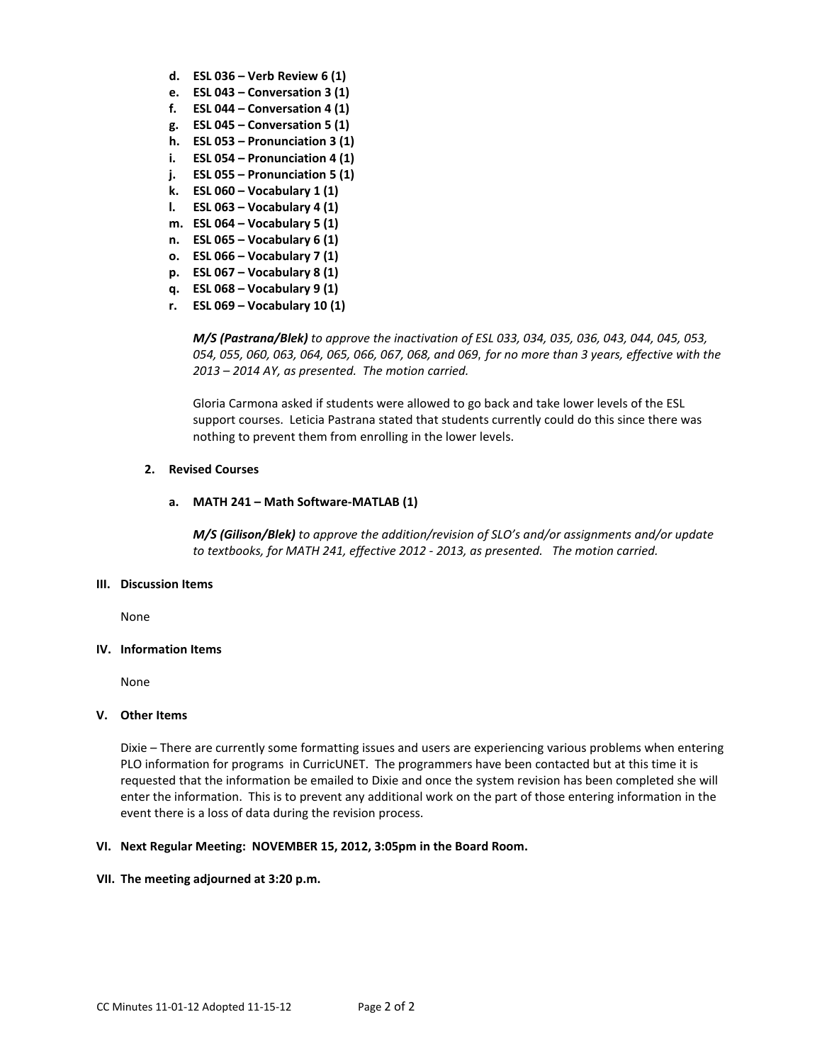d. **ESL 036 – Verb Review 6 (1)**
e. **ESL 043 – Conversation 3 (1)**
f. **ESL 044 – Conversation 4 (1)**
g. **ESL 045 – Conversation 5 (1)**
h. **ESL 053 – Pronunciation 3 (1)**
i. **ESL 054 – Pronunciation 4 (1)**
j. **ESL 055 – Pronunciation 5 (1)**
k. **ESL 060 – Vocabulary 1 (1)**
l. **ESL 063 – Vocabulary 4 (1)**
m. **ESL 064 – Vocabulary 5 (1)**
n. **ESL 065 – Vocabulary 6 (1)**
o. **ESL 066 – Vocabulary 7 (1)**
p. **ESL 067 – Vocabulary 8 (1)**
q. **ESL 068 – Vocabulary 9 (1)**
r. **ESL 069 – Vocabulary 10 (1)**

***M/S (Pastrana/Blek)*** *to approve the inactivation of ESL 033, 034, 035, 036, 043, 044, 045, 053, 054, 055, 060, 063, 064, 065, 066, 067, 068, and 069, for no more than 3 years, effective with the 2013 – 2014 AY, as presented. The motion carried.*

Gloria Carmona asked if students were allowed to go back and take lower levels of the ESL support courses. Leticia Pastrana stated that students currently could do this since there was nothing to prevent them from enrolling in the lower levels.

**2. Revised Courses**

a. **MATH 241 – Math Software-MATLAB (1)**

***M/S (Gilison/Blek)*** *to approve the addition/revision of SLO's and/or assignments and/or update to textbooks, for MATH 241, effective 2012 - 2013, as presented. The motion carried.*

## III. Discussion Items

None

## IV. Information Items

None

## V. Other Items

Dixie – There are currently some formatting issues and users are experiencing various problems when entering PLO information for programs in CurricUNET. The programmers have been contacted but at this time it is requested that the information be emailed to Dixie and once the system revision has been completed she will enter the information. This is to prevent any additional work on the part of those entering information in the event there is a loss of data during the revision process.

## VI. Next Regular Meeting: NOVEMBER 15, 2012, 3:05pm in the Board Room.

## VII. The meeting adjourned at 3:20 p.m.

CC Minutes 11-01-12 Adopted 11-15-12